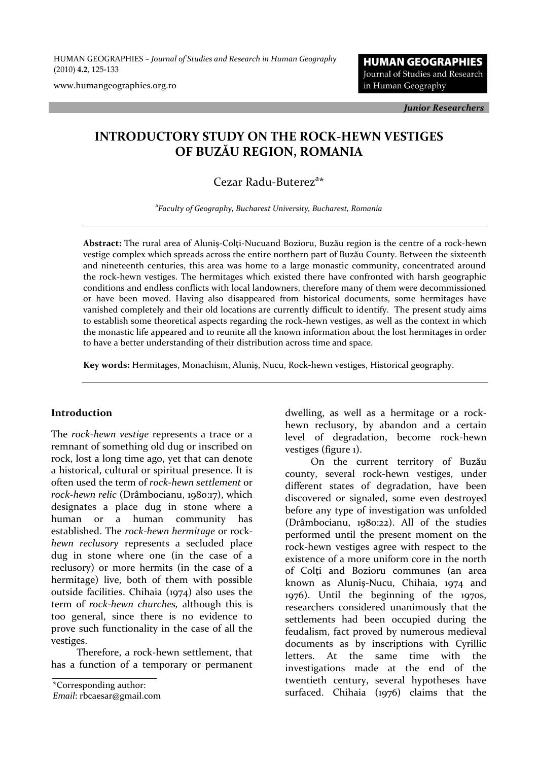HUMAN GEOGRAPHIES – *Journal of Studies and Research in Human Geography* (2010) **4.2**, 125-133

www.humangeographies.org.ro

*Junior Researchers*

# INTRODUCTORY STUDY ON THE ROCK-HEWN VESTIGES OF BUZĂU REGION, ROMANIA

Cezar Radu-Buterez[a]*

[a]*Faculty of Geography, Bucharest University, Bucharest, Romania*

**Abstract:** The rural area of Aluniș-Colți-Nucuand Bozioru, Buzău region is the centre of a rock-hewn vestige complex which spreads across the entire northern part of Buzău County. Between the sixteenth and nineteenth centuries, this area was home to a large monastic community, concentrated around the rock-hewn vestiges. The hermitages which existed there have confronted with harsh geographic conditions and endless conflicts with local landowners, therefore many of them were decommissioned or have been moved. Having also disappeared from historical documents, some hermitages have vanished completely and their old locations are currently difficult to identify. The present study aims to establish some theoretical aspects regarding the rock-hewn vestiges, as well as the context in which the monastic life appeared and to reunite all the known information about the lost hermitages in order to have a better understanding of their distribution across time and space.

**Key words:** Hermitages, Monachism, Aluniș, Nucu, Rock-hewn vestiges, Historical geography.

## Introduction

The *rock-hewn vestige* represents a trace or a remnant of something old dug or inscribed on rock, lost a long time ago, yet that can denote a historical, cultural or spiritual presence. It is often used the term of *rock-hewn settlement* or *rock-hewn relic* (Drâmbocianu, 1980:17), which designates a place dug in stone where a human or a human community has established. The *rock-hewn hermitage* or *rock-hewn reclusory* represents a secluded place dug in stone where one (in the case of a reclusory) or more hermits (in the case of a hermitage) live, both of them with possible outside facilities. Chihaia (1974) also uses the term of *rock-hewn churches,* although this is too general, since there is no evidence to prove such functionality in the case of all the vestiges.

Therefore, a rock-hewn settlement, that has a function of a temporary or permanent dwelling, as well as a hermitage or a rock-hewn reclusory, by abandon and a certain level of degradation, become rock-hewn vestiges (figure 1).

On the current territory of Buzău county, several rock-hewn vestiges, under different states of degradation, have been discovered or signaled, some even destroyed before any type of investigation was unfolded (Drâmbocianu, 1980:22). All of the studies performed until the present moment on the rock-hewn vestiges agree with respect to the existence of a more uniform core in the north of Colți and Bozioru communes (an area known as Aluniș-Nucu, Chihaia, 1974 and 1976). Until the beginning of the 1970s, researchers considered unanimously that the settlements had been occupied during the feudalism, fact proved by numerous medieval documents as by inscriptions with Cyrillic letters. At the same time with the investigations made at the end of the twentieth century, several hypotheses have surfaced. Chihaia (1976) claims that the

*Corresponding author:
*Email*: rbcaesar@gmail.com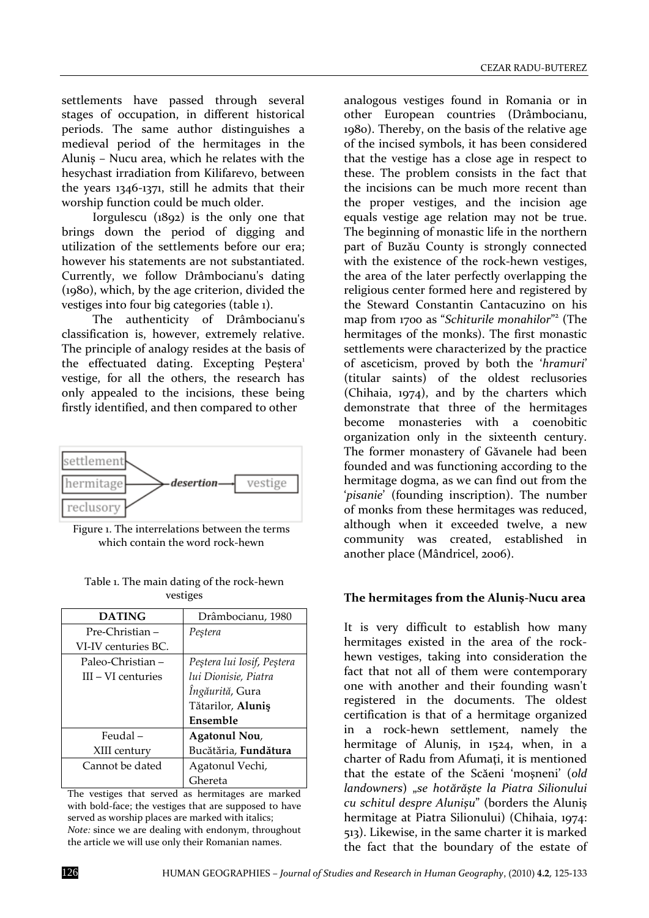settlements have passed through several stages of occupation, in different historical periods. The same author distinguishes a medieval period of the hermitages in the Aluniş – Nucu area, which he relates with the hesychast irradiation from Kilifarevo, between the years 1346-1371, still he admits that their worship function could be much older.

Iorgulescu (1892) is the only one that brings down the period of digging and utilization of the settlements before our era; however his statements are not substantiated. Currently, we follow Drâmbocianu's dating (1980), which, by the age criterion, divided the vestiges into four big categories (table 1).

The authenticity of Drâmbocianu's classification is, however, extremely relative. The principle of analogy resides at the basis of the effectuated dating. Excepting Peştera[1] vestige, for all the others, the research has only appealed to the incisions, these being firstly identified, and then compared to other

settlement, hermitage, reclusory → *desertion* → vestige

Figure 1. The interrelations between the terms which contain the word rock-hewn

Table 1. The main dating of the rock-hewn vestiges

| DATING | Drâmbocianu, 1980 |
|---|---|
| Pre-Christian – VI-IV centuries BC. | *Peştera* |
| Paleo-Christian – III – VI centuries | *Peştera lui Iosif, Peştera lui Dionisie, Piatra Îngăurită*, Gura Tătarilor, **Aluniş Ensemble** |
| Feudal – XIII century | **Agatonul Nou**, Bucătăria, **Fundătura** |
| Cannot be dated | Agatonul Vechi, Ghereta |

The vestiges that served as hermitages are marked with bold-face; the vestiges that are supposed to have served as worship places are marked with italics;
*Note:* since we are dealing with endonym, throughout the article we will use only their Romanian names.

analogous vestiges found in Romania or in other European countries (Drâmbocianu, 1980). Thereby, on the basis of the relative age of the incised symbols, it has been considered that the vestige has a close age in respect to these. The problem consists in the fact that the incisions can be much more recent than the proper vestiges, and the incision age equals vestige age relation may not be true. The beginning of monastic life in the northern part of Buzău County is strongly connected with the existence of the rock-hewn vestiges, the area of the later perfectly overlapping the religious center formed here and registered by the Steward Constantin Cantacuzino on his map from 1700 as "*Schiturile monahilor*"[2] (The hermitages of the monks). The first monastic settlements were characterized by the practice of asceticism, proved by both the '*hramuri*' (titular saints) of the oldest reclusories (Chihaia, 1974), and by the charters which demonstrate that three of the hermitages become monasteries with a coenobitic organization only in the sixteenth century. The former monastery of Găvanele had been founded and was functioning according to the hermitage dogma, as we can find out from the '*pisanie*' (founding inscription). The number of monks from these hermitages was reduced, although when it exceeded twelve, a new community was created, established in another place (Mândricel, 2006).

### The hermitages from the Aluniş-Nucu area

It is very difficult to establish how many hermitages existed in the area of the rock-hewn vestiges, taking into consideration the fact that not all of them were contemporary one with another and their founding wasn't registered in the documents. The oldest certification is that of a hermitage organized in a rock-hewn settlement, namely the hermitage of Aluniş, in 1524, when, in a charter of Radu from Afumaţi, it is mentioned that the estate of the Scăeni 'moşneni' (*old landowners*) *„se hotărăşte la Piatra Silionului cu schitul despre Alunişu*" (borders the Aluniş hermitage at Piatra Silionului) (Chihaia, 1974: 513). Likewise, in the same charter it is marked the fact that the boundary of the estate of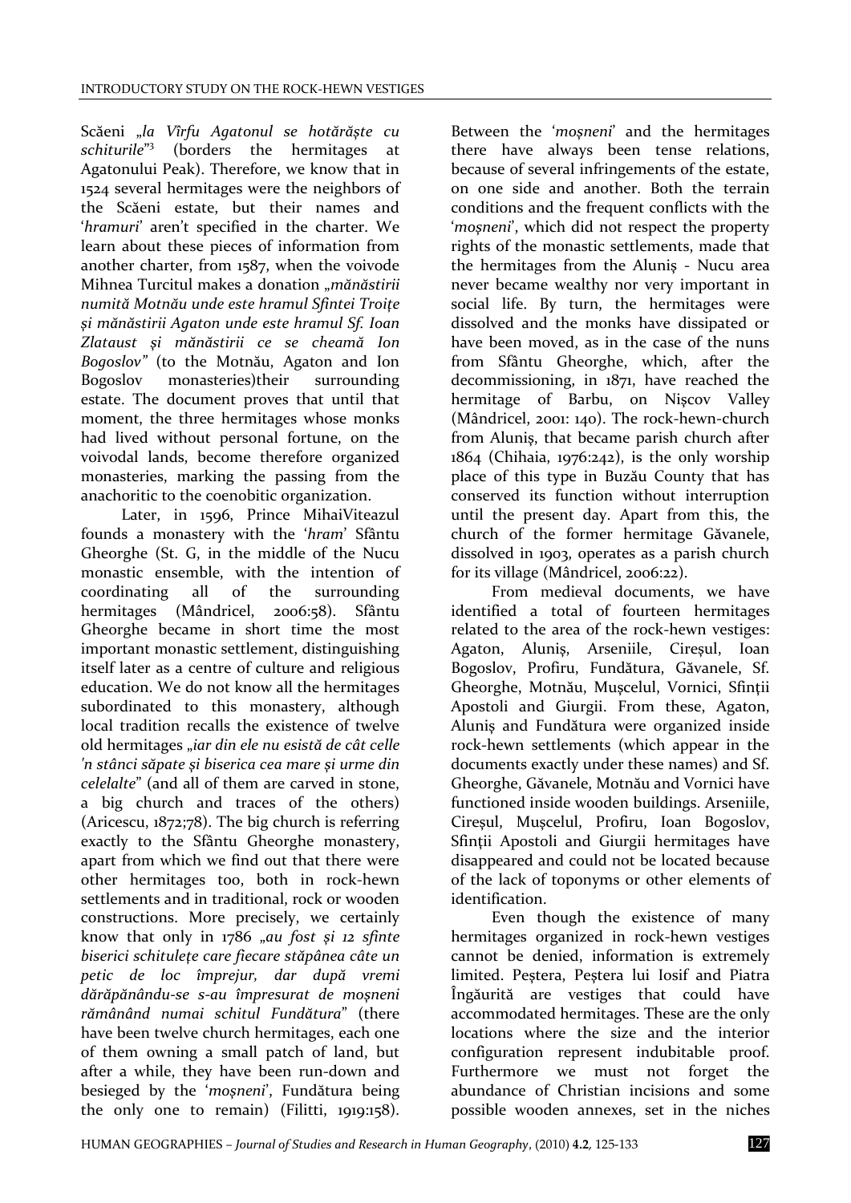Scăeni *„la Vîrfu Agatonul se hotărăşte cu schiturile"*[3] (borders the hermitages at Agatonului Peak). Therefore, we know that in 1524 several hermitages were the neighbors of the Scăeni estate, but their names and '*hramuri*' aren't specified in the charter. We learn about these pieces of information from another charter, from 1587, when the voivode Mihnea Turcitul makes a donation *„mănăstirii numită Motnău unde este hramul Sfintei Troiţe şi mănăstirii Agaton unde este hramul Sf. Ioan Zlataust şi mănăstirii ce se cheamă Ion Bogoslov"* (to the Motnău, Agaton and Ion Bogoslov monasteries)their surrounding estate. The document proves that until that moment, the three hermitages whose monks had lived without personal fortune, on the voivodal lands, become therefore organized monasteries, marking the passing from the anachoritic to the coenobitic organization.

Later, in 1596, Prince MihaiViteazul founds a monastery with the '*hram*' Sfântu Gheorghe (St. G, in the middle of the Nucu monastic ensemble, with the intention of coordinating all of the surrounding hermitages (Mândricel, 2006:58). Sfântu Gheorghe became in short time the most important monastic settlement, distinguishing itself later as a centre of culture and religious education. We do not know all the hermitages subordinated to this monastery, although local tradition recalls the existence of twelve old hermitages *„iar din ele nu esistă de cât celle 'n stânci săpate şi biserica cea mare şi urme din celelalte"* (and all of them are carved in stone, a big church and traces of the others) (Aricescu, 1872;78). The big church is referring exactly to the Sfântu Gheorghe monastery, apart from which we find out that there were other hermitages too, both in rock-hewn settlements and in traditional, rock or wooden constructions. More precisely, we certainly know that only in 1786 *„au fost şi 12 sfinte biserici schituleţe care fiecare stăpânea câte un petic de loc împrejur, dar după vremi dărăpănându-se s-au împresurat de moşneni rămânând numai schitul Fundătura"* (there have been twelve church hermitages, each one of them owning a small patch of land, but after a while, they have been run-down and besieged by the '*moşneni*', Fundătura being the only one to remain) (Filitti, 1919:158). Between the '*moşneni*' and the hermitages there have always been tense relations, because of several infringements of the estate, on one side and another. Both the terrain conditions and the frequent conflicts with the '*moşneni*', which did not respect the property rights of the monastic settlements, made that the hermitages from the Aluniş - Nucu area never became wealthy nor very important in social life. By turn, the hermitages were dissolved and the monks have dissipated or have been moved, as in the case of the nuns from Sfântu Gheorghe, which, after the decommissioning, in 1871, have reached the hermitage of Barbu, on Nişcov Valley (Mândricel, 2001: 140). The rock-hewn-church from Aluniş, that became parish church after 1864 (Chihaia, 1976:242), is the only worship place of this type in Buzău County that has conserved its function without interruption until the present day. Apart from this, the church of the former hermitage Găvanele, dissolved in 1903, operates as a parish church for its village (Mândricel, 2006:22).

From medieval documents, we have identified a total of fourteen hermitages related to the area of the rock-hewn vestiges: Agaton, Aluniş, Arseniile, Cireşul, Ioan Bogoslov, Profiru, Fundătura, Găvanele, Sf. Gheorghe, Motnău, Muşcelul, Vornici, Sfinţii Apostoli and Giurgii. From these, Agaton, Aluniş and Fundătura were organized inside rock-hewn settlements (which appear in the documents exactly under these names) and Sf. Gheorghe, Găvanele, Motnău and Vornici have functioned inside wooden buildings. Arseniile, Cireşul, Muşcelul, Profiru, Ioan Bogoslov, Sfinţii Apostoli and Giurgii hermitages have disappeared and could not be located because of the lack of toponyms or other elements of identification.

Even though the existence of many hermitages organized in rock-hewn vestiges cannot be denied, information is extremely limited. Peştera, Peştera lui Iosif and Piatra Îngăurită are vestiges that could have accommodated hermitages. These are the only locations where the size and the interior configuration represent indubitable proof. Furthermore we must not forget the abundance of Christian incisions and some possible wooden annexes, set in the niches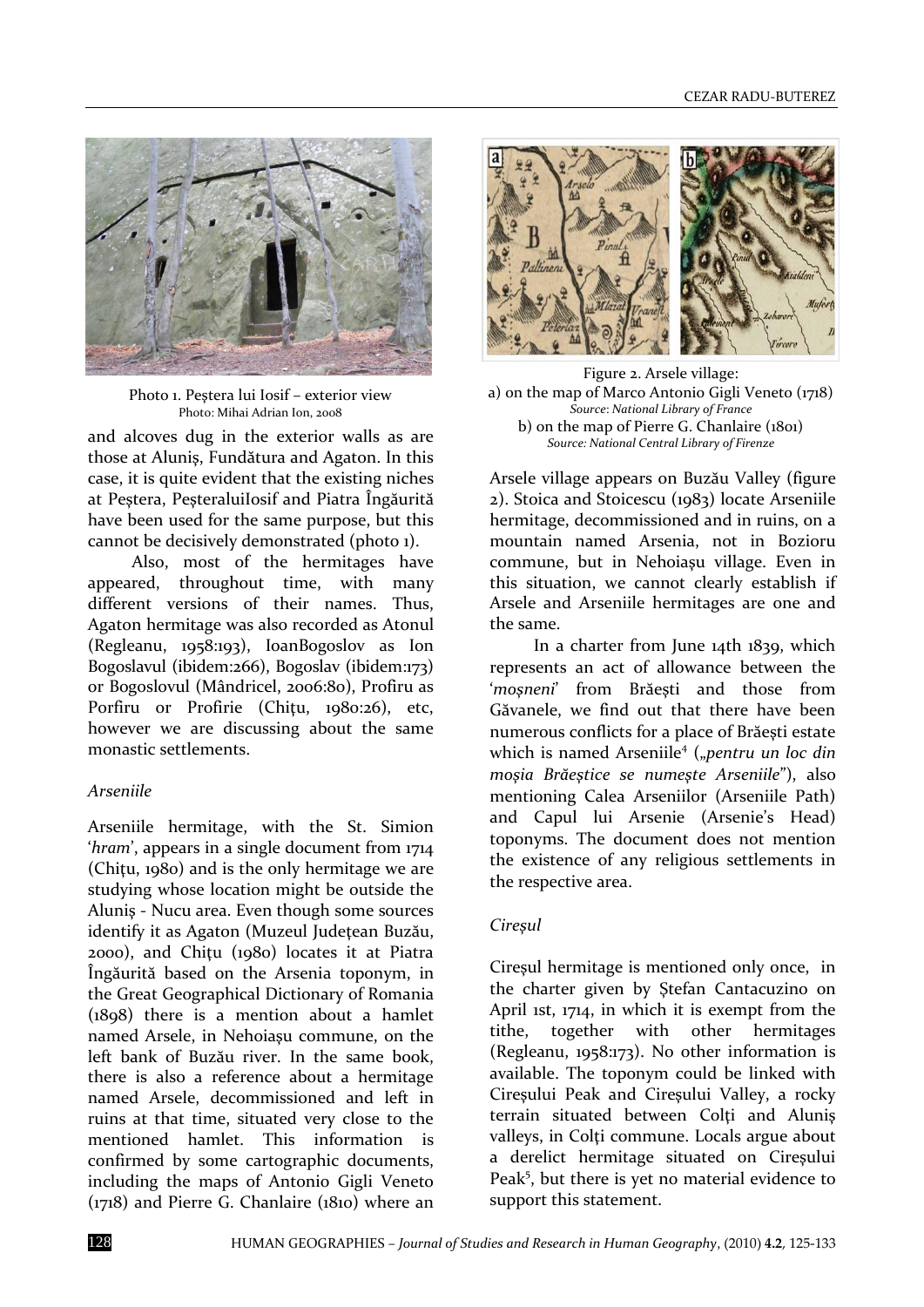Photo 1. Peștera lui Iosif – exterior view
Photo: Mihai Adrian Ion, 2008

and alcoves dug in the exterior walls as are those at Aluniș, Fundătura and Agaton. In this case, it is quite evident that the existing niches at Peștera, PeșteraluiIosif and Piatra Îngăurită have been used for the same purpose, but this cannot be decisively demonstrated (photo 1).

Also, most of the hermitages have appeared, throughout time, with many different versions of their names. Thus, Agaton hermitage was also recorded as Atonul (Regleanu, 1958:193), IoanBogoslov as Ion Bogoslavul (ibidem:266), Bogoslav (ibidem:173) or Bogoslovul (Mândricel, 2006:80), Profiru as Porfiru or Profirie (Chițu, 1980:26), etc, however we are discussing about the same monastic settlements.

*Arseniile*

Arseniile hermitage, with the St. Simion '*hram*', appears in a single document from 1714 (Chițu, 1980) and is the only hermitage we are studying whose location might be outside the Aluniș - Nucu area. Even though some sources identify it as Agaton (Muzeul Județean Buzău, 2000), and Chițu (1980) locates it at Piatra Îngăurită based on the Arsenia toponym, in the Great Geographical Dictionary of Romania (1898) there is a mention about a hamlet named Arsele, in Nehoiașu commune, on the left bank of Buzău river. In the same book, there is also a reference about a hermitage named Arsele, decommissioned and left in ruins at that time, situated very close to the mentioned hamlet. This information is confirmed by some cartographic documents, including the maps of Antonio Gigli Veneto (1718) and Pierre G. Chanlaire (1810) where an

Figure 2. Arsele village:
a) on the map of Marco Antonio Gigli Veneto (1718)
*Source: National Library of France*
b) on the map of Pierre G. Chanlaire (1801)
*Source: National Central Library of Firenze*

Arsele village appears on Buzău Valley (figure 2). Stoica and Stoicescu (1983) locate Arseniile hermitage, decommissioned and in ruins, on a mountain named Arsenia, not in Bozioru commune, but in Nehoiașu village. Even in this situation, we cannot clearly establish if Arsele and Arseniile hermitages are one and the same.

In a charter from June 14th 1839, which represents an act of allowance between the '*moșneni*' from Brăești and those from Găvanele, we find out that there have been numerous conflicts for a place of Brăești estate which is named Arseniile[4] („*pentru un loc din moșia Brăeștice se numește Arseniile*"), also mentioning Calea Arseniilor (Arseniile Path) and Capul lui Arsenie (Arsenie's Head) toponyms. The document does not mention the existence of any religious settlements in the respective area.

*Cireșul*

Cireșul hermitage is mentioned only once, in the charter given by Ștefan Cantacuzino on April 1st, 1714, in which it is exempt from the tithe, together with other hermitages (Regleanu, 1958:173). No other information is available. The toponym could be linked with Cireșului Peak and Cireșului Valley, a rocky terrain situated between Colți and Aluniș valleys, in Colți commune. Locals argue about a derelict hermitage situated on Cireșului Peak[5], but there is yet no material evidence to support this statement.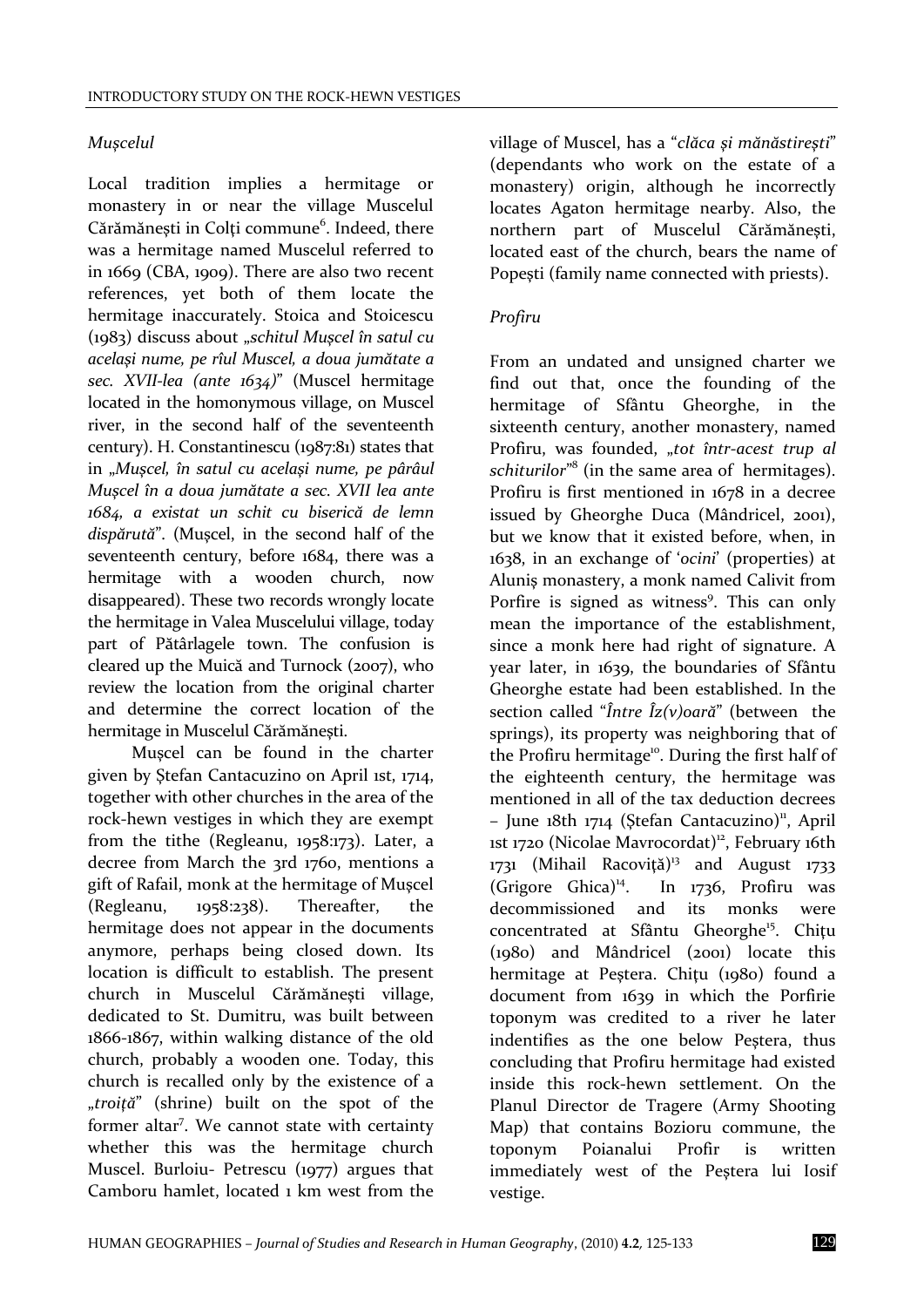### *Mușcelul*

Local tradition implies a hermitage or monastery in or near the village Muscelul Cărămănești in Colți commune[6]. Indeed, there was a hermitage named Muscelul referred to in 1669 (CBA, 1909). There are also two recent references, yet both of them locate the hermitage inaccurately. Stoica and Stoicescu (1983) discuss about *„schitul Mușcel în satul cu același nume, pe rîul Muscel, a doua jumătate a sec. XVII-lea (ante 1634)*" (Muscel hermitage located in the homonymous village, on Muscel river, in the second half of the seventeenth century). H. Constantinescu (1987:81) states that in *„Mușcel, în satul cu același nume, pe pârâul Mușcel în a doua jumătate a sec. XVII lea ante 1684, a existat un schit cu biserică de lemn dispărută*". (Mușcel, in the second half of the seventeenth century, before 1684, there was a hermitage with a wooden church, now disappeared). These two records wrongly locate the hermitage in Valea Muscelului village, today part of Pătârlagele town. The confusion is cleared up the Muică and Turnock (2007), who review the location from the original charter and determine the correct location of the hermitage in Muscelul Cărămănești.

Mușcel can be found in the charter given by Ștefan Cantacuzino on April 1st, 1714, together with other churches in the area of the rock-hewn vestiges in which they are exempt from the tithe (Regleanu, 1958:173). Later, a decree from March the 3rd 1760, mentions a gift of Rafail, monk at the hermitage of Mușcel (Regleanu, 1958:238). Thereafter, the hermitage does not appear in the documents anymore, perhaps being closed down. Its location is difficult to establish. The present church in Muscelul Cărămănești village, dedicated to St. Dumitru, was built between 1866-1867, within walking distance of the old church, probably a wooden one. Today, this church is recalled only by the existence of a *„troiță*" (shrine) built on the spot of the former altar[7]. We cannot state with certainty whether this was the hermitage church Muscel. Burloiu- Petrescu (1977) argues that Camboru hamlet, located 1 km west from the village of Muscel, has a "*clăca și mănăstirești*" (dependants who work on the estate of a monastery) origin, although he incorrectly locates Agaton hermitage nearby. Also, the northern part of Muscelul Cărămănești, located east of the church, bears the name of Popești (family name connected with priests).

### *Profiru*

From an undated and unsigned charter we find out that, once the founding of the hermitage of Sfântu Gheorghe, in the sixteenth century, another monastery, named Profiru, was founded, *„tot într-acest trup al schiturilor*"[8] (in the same area of hermitages). Profiru is first mentioned in 1678 in a decree issued by Gheorghe Duca (Mândricel, 2001), but we know that it existed before, when, in 1638, in an exchange of '*ocini*' (properties) at Aluniș monastery, a monk named Calivit from Porfire is signed as witness[9]. This can only mean the importance of the establishment, since a monk here had right of signature. A year later, in 1639, the boundaries of Sfântu Gheorghe estate had been established. In the section called "*Între Îz(v)oară*" (between the springs), its property was neighboring that of the Profiru hermitage[10]. During the first half of the eighteenth century, the hermitage was mentioned in all of the tax deduction decrees – June 18th 1714 (Ștefan Cantacuzino)[11], April 1st 1720 (Nicolae Mavrocordat)[12], February 16th 1731 (Mihail Racoviță)[13] and August 1733 (Grigore Ghica)[14]. In 1736, Profiru was decommissioned and its monks were concentrated at Sfântu Gheorghe[15]. Chițu (1980) and Mândricel (2001) locate this hermitage at Peștera. Chițu (1980) found a document from 1639 in which the Porfirie toponym was credited to a river he later indentifies as the one below Peștera, thus concluding that Profiru hermitage had existed inside this rock-hewn settlement. On the Planul Director de Tragere (Army Shooting Map) that contains Bozioru commune, the toponym Poianalui Profir is written immediately west of the Peștera lui Iosif vestige.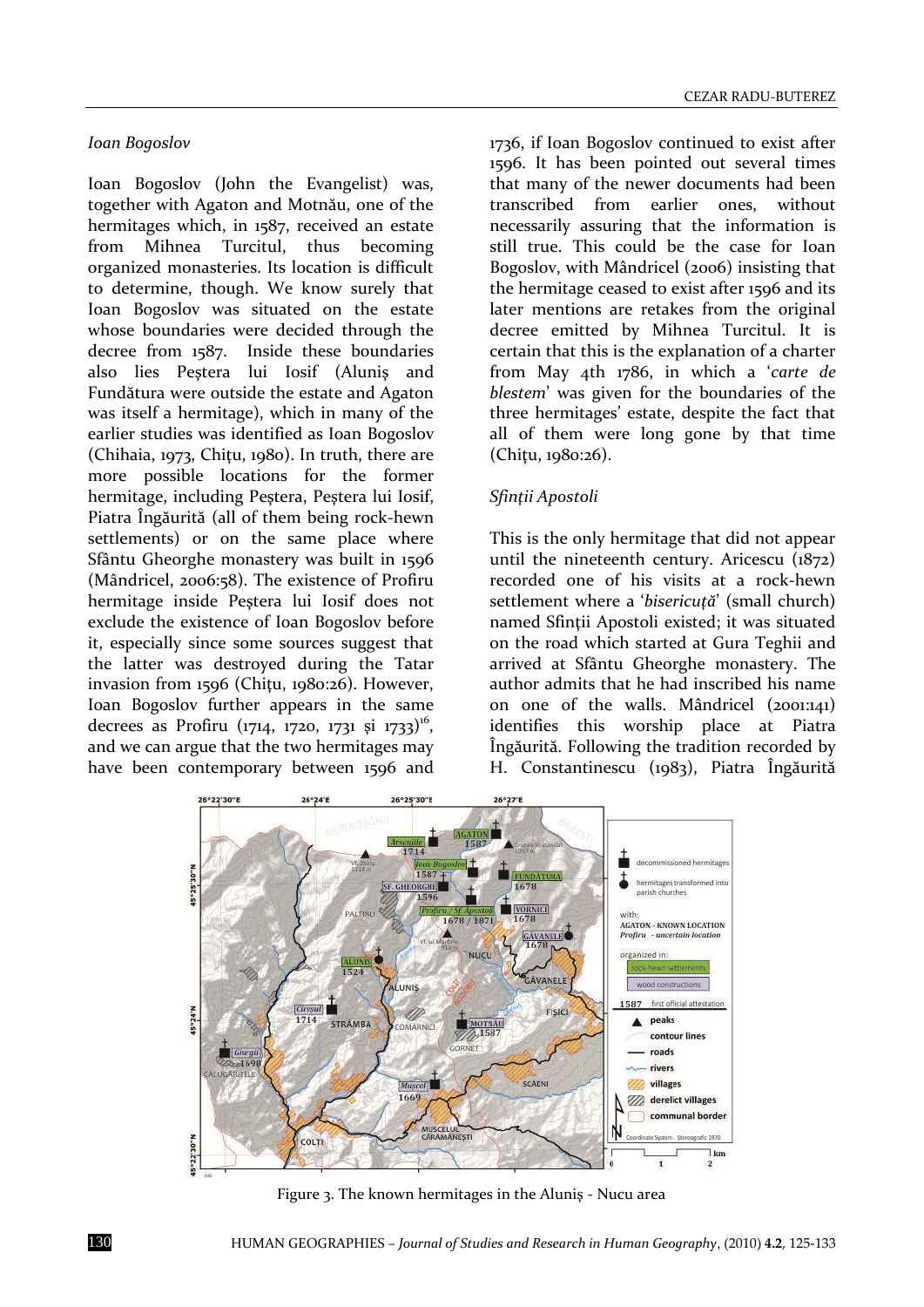*Ioan Bogoslov*

Ioan Bogoslov (John the Evangelist) was, together with Agaton and Motnău, one of the hermitages which, in 1587, received an estate from Mihnea Turcitul, thus becoming organized monasteries. Its location is difficult to determine, though. We know surely that Ioan Bogoslov was situated on the estate whose boundaries were decided through the decree from 1587. Inside these boundaries also lies Peştera lui Iosif (Aluniş and Fundătura were outside the estate and Agaton was itself a hermitage), which in many of the earlier studies was identified as Ioan Bogoslov (Chihaia, 1973, Chiţu, 1980). In truth, there are more possible locations for the former hermitage, including Peştera, Peştera lui Iosif, Piatra Îngăurită (all of them being rock-hewn settlements) or on the same place where Sfântu Gheorghe monastery was built in 1596 (Mândricel, 2006:58). The existence of Profiru hermitage inside Peştera lui Iosif does not exclude the existence of Ioan Bogoslov before it, especially since some sources suggest that the latter was destroyed during the Tatar invasion from 1596 (Chiţu, 1980:26). However, Ioan Bogoslov further appears in the same decrees as Profiru (1714, 1720, 1731 şi 1733)[16], and we can argue that the two hermitages may have been contemporary between 1596 and 1736, if Ioan Bogoslov continued to exist after 1596. It has been pointed out several times that many of the newer documents had been transcribed from earlier ones, without necessarily assuring that the information is still true. This could be the case for Ioan Bogoslov, with Mândricel (2006) insisting that the hermitage ceased to exist after 1596 and its later mentions are retakes from the original decree emitted by Mihnea Turcitul. It is certain that this is the explanation of a charter from May 4th 1786, in which a '*carte de blestem*' was given for the boundaries of the three hermitages' estate, despite the fact that all of them were long gone by that time (Chiţu, 1980:26).

*Sfinţii Apostoli*

This is the only hermitage that did not appear until the nineteenth century. Aricescu (1872) recorded one of his visits at a rock-hewn settlement where a '*bisericuţă*' (small church) named Sfinţii Apostoli existed; it was situated on the road which started at Gura Teghii and arrived at Sfântu Gheorghe monastery. The author admits that he had inscribed his name on one of the walls. Mândricel (2001:141) identifies this worship place at Piatra Îngăurită. Following the tradition recorded by H. Constantinescu (1983), Piatra Îngăurită

Figure 3. The known hermitages in the Aluniş - Nucu area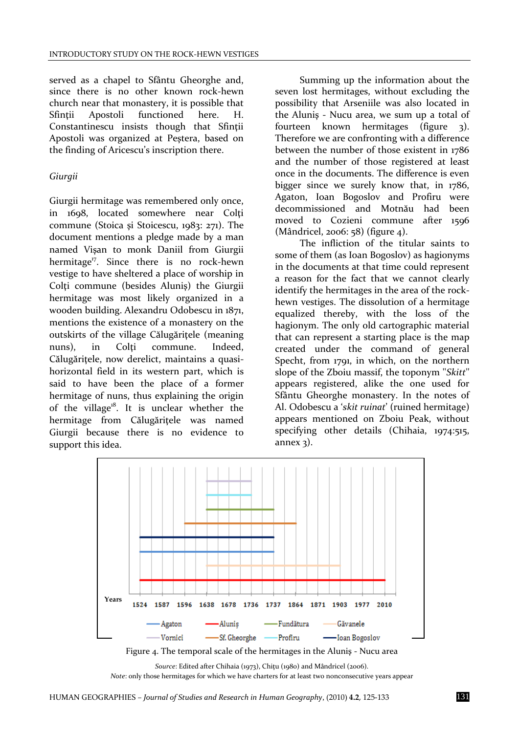served as a chapel to Sfântu Gheorghe and, since there is no other known rock-hewn church near that monastery, it is possible that Sfinții Apostoli functioned here. H. Constantinescu insists though that Sfinții Apostoli was organized at Peștera, based on the finding of Aricescu's inscription there.

*Giurgii*

Giurgii hermitage was remembered only once, in 1698, located somewhere near Colți commune (Stoica și Stoicescu, 1983: 271). The document mentions a pledge made by a man named Vișan to monk Daniil from Giurgii hermitage[17]. Since there is no rock-hewn vestige to have sheltered a place of worship in Colți commune (besides Aluniș) the Giurgii hermitage was most likely organized in a wooden building. Alexandru Odobescu in 1871, mentions the existence of a monastery on the outskirts of the village Călugărițele (meaning nuns), in Colți commune. Indeed, Călugărițele, now derelict, maintains a quasi-horizontal field in its western part, which is said to have been the place of a former hermitage of nuns, thus explaining the origin of the village[18]. It is unclear whether the hermitage from Călugărițele was named Giurgii because there is no evidence to support this idea.

Summing up the information about the seven lost hermitages, without excluding the possibility that Arseniile was also located in the Aluniș - Nucu area, we sum up a total of fourteen known hermitages (figure 3). Therefore we are confronting with a difference between the number of those existent in 1786 and the number of those registered at least once in the documents. The difference is even bigger since we surely know that, in 1786, Agaton, Ioan Bogoslov and Profiru were decommissioned and Motnău had been moved to Cozieni commune after 1596 (Mândricel, 2006: 58) (figure 4).

The infliction of the titular saints to some of them (as Ioan Bogoslov) as hagionyms in the documents at that time could represent a reason for the fact that we cannot clearly identify the hermitages in the area of the rock-hewn vestiges. The dissolution of a hermitage equalized thereby, with the loss of the hagionym. The only old cartographic material that can represent a starting place is the map created under the command of general Specht, from 1791, in which, on the northern slope of the Zboiu massif, the toponym "*Skitt*" appears registered, alike the one used for Sfântu Gheorghe monastery. In the notes of Al. Odobescu a '*skit ruinat*' (ruined hermitage) appears mentioned on Zboiu Peak, without specifying other details (Chihaia, 1974:515, annex 3).

Figure 4. The temporal scale of the hermitages in the Aluniș - Nucu area

*Source*: Edited after Chihaia (1973), Chițu (1980) and Mândricel (2006).
*Note*: only those hermitages for which we have charters for at least two nonconsecutive years appear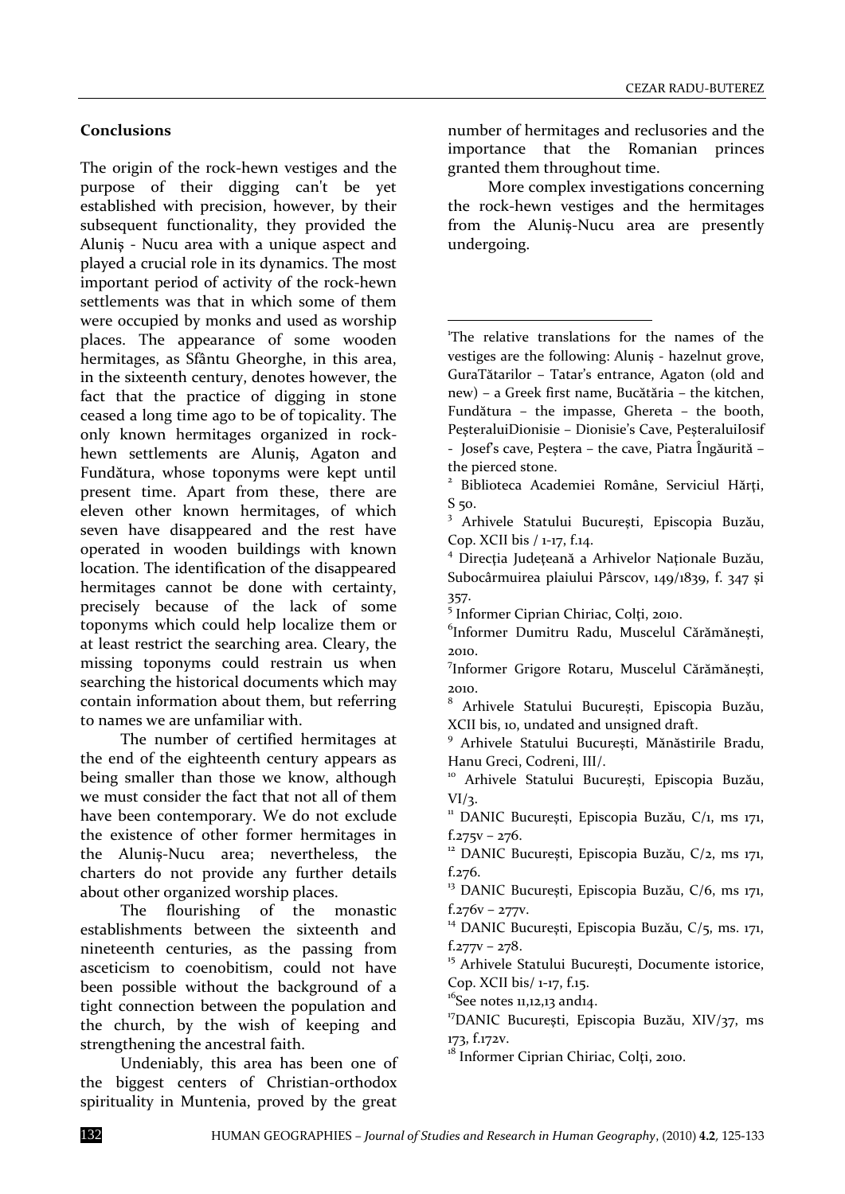### Conclusions

The origin of the rock-hewn vestiges and the purpose of their digging can't be yet established with precision, however, by their subsequent functionality, they provided the Aluniș - Nucu area with a unique aspect and played a crucial role in its dynamics. The most important period of activity of the rock-hewn settlements was that in which some of them were occupied by monks and used as worship places. The appearance of some wooden hermitages, as Sfântu Gheorghe, in this area, in the sixteenth century, denotes however, the fact that the practice of digging in stone ceased a long time ago to be of topicality. The only known hermitages organized in rock-hewn settlements are Aluniș, Agaton and Fundătura, whose toponyms were kept until present time. Apart from these, there are eleven other known hermitages, of which seven have disappeared and the rest have operated in wooden buildings with known location. The identification of the disappeared hermitages cannot be done with certainty, precisely because of the lack of some toponyms which could help localize them or at least restrict the searching area. Cleary, the missing toponyms could restrain us when searching the historical documents which may contain information about them, but referring to names we are unfamiliar with.

The number of certified hermitages at the end of the eighteenth century appears as being smaller than those we know, although we must consider the fact that not all of them have been contemporary. We do not exclude the existence of other former hermitages in the Aluniș-Nucu area; nevertheless, the charters do not provide any further details about other organized worship places.

The flourishing of the monastic establishments between the sixteenth and nineteenth centuries, as the passing from asceticism to coenobitism, could not have been possible without the background of a tight connection between the population and the church, by the wish of keeping and strengthening the ancestral faith.

Undeniably, this area has been one of the biggest centers of Christian-orthodox spirituality in Muntenia, proved by the great number of hermitages and reclusories and the importance that the Romanian princes granted them throughout time.

More complex investigations concerning the rock-hewn vestiges and the hermitages from the Aluniș-Nucu area are presently undergoing.

---

[1]The relative translations for the names of the vestiges are the following: Aluniș - hazelnut grove, GuraTătarilor – Tatar's entrance, Agaton (old and new) – a Greek first name, Bucătăria – the kitchen, Fundătura – the impasse, Ghereta – the booth, PeșteraluiDionisie – Dionisie's Cave, PeșteraluiIosif - Josef's cave, Peștera – the cave, Piatra Îngăurită – the pierced stone.

[2] Biblioteca Academiei Române, Serviciul Hărți, S 50.

[3] Arhivele Statului București, Episcopia Buzău, Cop. XCII bis / 1-17, f.14.

[4] Direcția Județeană a Arhivelor Naționale Buzău, Subocârmuirea plaiului Pârscov, 149/1839, f. 347 și 357.

[5] Informer Ciprian Chiriac, Colți, 2010.

[6]Informer Dumitru Radu, Muscelul Cărămănești, 2010.

[7]Informer Grigore Rotaru, Muscelul Cărămănești, 2010.

[8] Arhivele Statului București, Episcopia Buzău, XCII bis, 10, undated and unsigned draft.

[9] Arhivele Statului București, Mănăstirile Bradu, Hanu Greci, Codreni, III/.

[10] Arhivele Statului București, Episcopia Buzău, VI/3.

[11] DANIC București, Episcopia Buzău, C/1, ms 171, f.275v – 276.

[12] DANIC București, Episcopia Buzău, C/2, ms 171, f.276.

[13] DANIC București, Episcopia Buzău, C/6, ms 171, f.276v – 277v.

[14] DANIC București, Episcopia Buzău, C/5, ms. 171, f.277v – 278.

[15] Arhivele Statului București, Documente istorice, Cop. XCII bis/ 1-17, f.15.

[16]See notes 11,12,13 and14.

[17]DANIC București, Episcopia Buzău, XIV/37, ms 173, f.172v.

[18] Informer Ciprian Chiriac, Colți, 2010.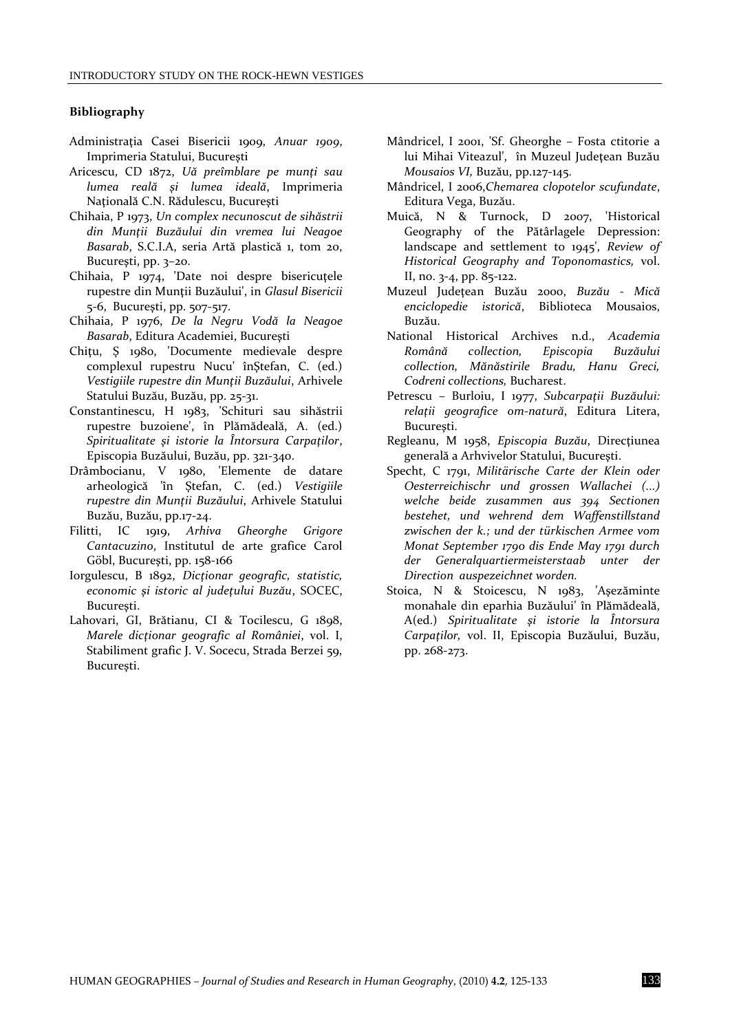## Bibliography

Administrația Casei Bisericii 1909, *Anuar 1909*, Imprimeria Statului, București

Aricescu, CD 1872, *Uă preîmblare pe munți sau lumea reală și lumea ideală*, Imprimeria Națională C.N. Rădulescu, București

Chihaia, P 1973, *Un complex necunoscut de sihăstrii din Munții Buzăului din vremea lui Neagoe Basarab*, S.C.I.A, seria Artă plastică 1, tom 20, București, pp. 3–20.

Chihaia, P 1974, 'Date noi despre bisericuțele rupestre din Munții Buzăului', in *Glasul Bisericii* 5-6, București, pp. 507-517.

Chihaia, P 1976, *De la Negru Vodă la Neagoe Basarab*, Editura Academiei, București

Chițu, Ș 1980, 'Documente medievale despre complexul rupestru Nucu' înȘtefan, C. (ed.) *Vestigiile rupestre din Munții Buzăului*, Arhivele Statului Buzău, Buzău, pp. 25-31.

Constantinescu, H 1983, 'Schituri sau sihăstrii rupestre buzoiene', în Plămădeală, A. (ed.) *Spiritualitate și istorie la Întorsura Carpaților*, Episcopia Buzăului, Buzău, pp. 321-340.

Drâmbocianu, V 1980, 'Elemente de datare arheologică 'în Ștefan, C. (ed.) *Vestigiile rupestre din Munții Buzăului*, Arhivele Statului Buzău, Buzău, pp.17-24.

Filitti, IC 1919, *Arhiva Gheorghe Grigore Cantacuzino*, Institutul de arte grafice Carol Göbl, București, pp. 158-166

Iorgulescu, B 1892, *Dicționar geografic, statistic, economic și istoric al județului Buzău*, SOCEC, București.

Lahovari, GI, Brătianu, CI & Tocilescu, G 1898, *Marele dicționar geografic al României*, vol. I, Stabiliment grafic J. V. Socecu, Strada Berzei 59, București.

Mândricel, I 2001, 'Sf. Gheorghe – Fosta ctitorie a lui Mihai Viteazul', în Muzeul Județean Buzău *Mousaios VI*, Buzău, pp.127-145.

Mândricel, I 2006,*Chemarea clopotelor scufundate*, Editura Vega, Buzău.

Muică, N & Turnock, D 2007, 'Historical Geography of the Pătârlagele Depression: landscape and settlement to 1945', *Review of Historical Geography and Toponomastics,* vol. II, no. 3-4, pp. 85-122.

Muzeul Județean Buzău 2000, *Buzău - Mică enciclopedie istorică*, Biblioteca Mousaios, Buzău.

National Historical Archives n.d., *Academia Română collection, Episcopia Buzăului collection, Mănăstirile Bradu, Hanu Greci, Codreni collections,* Bucharest.

Petrescu – Burloiu, I 1977, *Subcarpații Buzăului: relații geografice om-natură*, Editura Litera, București.

Regleanu, M 1958, *Episcopia Buzău*, Direcțiunea generală a Arhvivelor Statului, București.

Specht, C 1791, *Militärische Carte der Klein oder Oesterreichischr und grossen Wallachei (...) welche beide zusammen aus 394 Sectionen bestehet, und wehrend dem Waffenstillstand zwischen der k.; und der türkischen Armee vom Monat September 1790 dis Ende May 1791 durch der Generalquartiermeisterstaab unter der Direction auspezeichnet worden.*

Stoica, N & Stoicescu, N 1983, 'Așezăminte monahale din eparhia Buzăului' în Plămădeală, A(ed.) *Spiritualitate și istorie la Întorsura Carpaților,* vol. II, Episcopia Buzăului, Buzău, pp. 268-273.